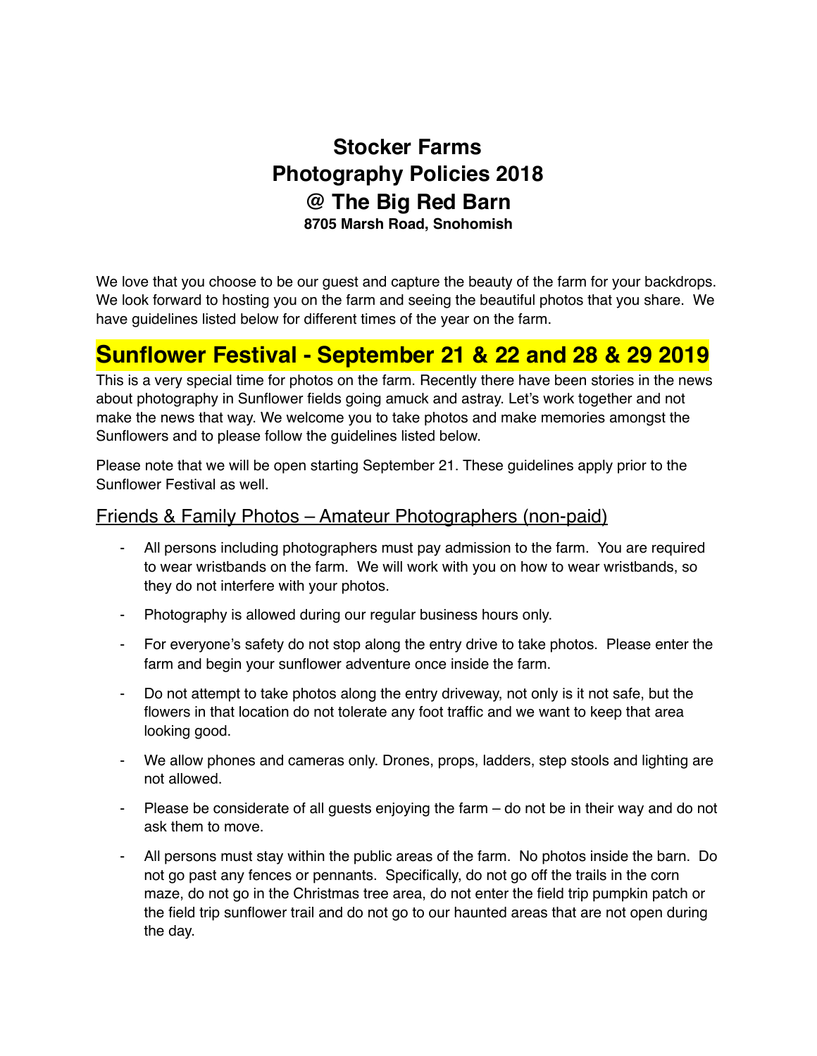# Stocker Farms
# Photography Policies 2018
# @ The Big Red Barn

**8705 Marsh Road, Snohomish**

We love that you choose to be our guest and capture the beauty of the farm for your backdrops. We look forward to hosting you on the farm and seeing the beautiful photos that you share. We have guidelines listed below for different times of the year on the farm.

## Sunflower Festival - September 21 & 22 and 28 & 29 2019

This is a very special time for photos on the farm. Recently there have been stories in the news about photography in Sunflower fields going amuck and astray. Let's work together and not make the news that way. We welcome you to take photos and make memories amongst the Sunflowers and to please follow the guidelines listed below.

Please note that we will be open starting September 21. These guidelines apply prior to the Sunflower Festival as well.

### Friends & Family Photos – Amateur Photographers (non-paid)

- All persons including photographers must pay admission to the farm. You are required to wear wristbands on the farm. We will work with you on how to wear wristbands, so they do not interfere with your photos.
- Photography is allowed during our regular business hours only.
- For everyone's safety do not stop along the entry drive to take photos. Please enter the farm and begin your sunflower adventure once inside the farm.
- Do not attempt to take photos along the entry driveway, not only is it not safe, but the flowers in that location do not tolerate any foot traffic and we want to keep that area looking good.
- We allow phones and cameras only. Drones, props, ladders, step stools and lighting are not allowed.
- Please be considerate of all guests enjoying the farm – do not be in their way and do not ask them to move.
- All persons must stay within the public areas of the farm. No photos inside the barn. Do not go past any fences or pennants. Specifically, do not go off the trails in the corn maze, do not go in the Christmas tree area, do not enter the field trip pumpkin patch or the field trip sunflower trail and do not go to our haunted areas that are not open during the day.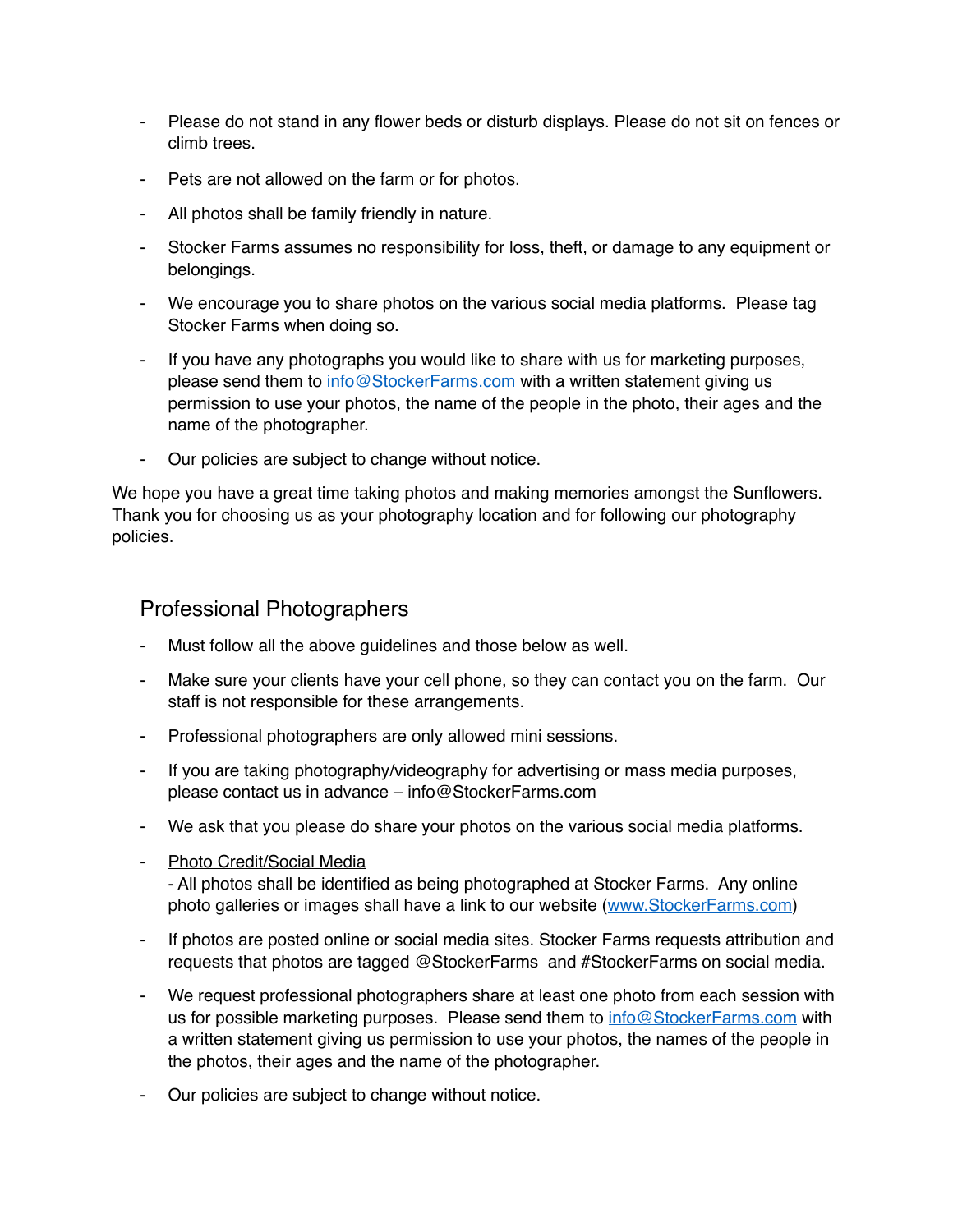- Please do not stand in any flower beds or disturb displays. Please do not sit on fences or climb trees.
- Pets are not allowed on the farm or for photos.
- All photos shall be family friendly in nature.
- Stocker Farms assumes no responsibility for loss, theft, or damage to any equipment or belongings.
- We encourage you to share photos on the various social media platforms. Please tag Stocker Farms when doing so.
- If you have any photographs you would like to share with us for marketing purposes, please send them to [info@StockerFarms.com](mailto:info@StockerFarms.com) with a written statement giving us permission to use your photos, the name of the people in the photo, their ages and the name of the photographer.
- Our policies are subject to change without notice.

We hope you have a great time taking photos and making memories amongst the Sunflowers. Thank you for choosing us as your photography location and for following our photography policies.

## Professional Photographers

- Must follow all the above guidelines and those below as well.
- Make sure your clients have your cell phone, so they can contact you on the farm. Our staff is not responsible for these arrangements.
- Professional photographers are only allowed mini sessions.
- If you are taking photography/videography for advertising or mass media purposes, please contact us in advance – info@StockerFarms.com
- We ask that you please do share your photos on the various social media platforms.
- Photo Credit/Social Media
  - All photos shall be identified as being photographed at Stocker Farms. Any online photo galleries or images shall have a link to our website ([www.StockerFarms.com](http://www.StockerFarms.com))
- If photos are posted online or social media sites. Stocker Farms requests attribution and requests that photos are tagged @StockerFarms and #StockerFarms on social media.
- We request professional photographers share at least one photo from each session with us for possible marketing purposes. Please send them to [info@StockerFarms.com](mailto:info@StockerFarms.com) with a written statement giving us permission to use your photos, the names of the people in the photos, their ages and the name of the photographer.
- Our policies are subject to change without notice.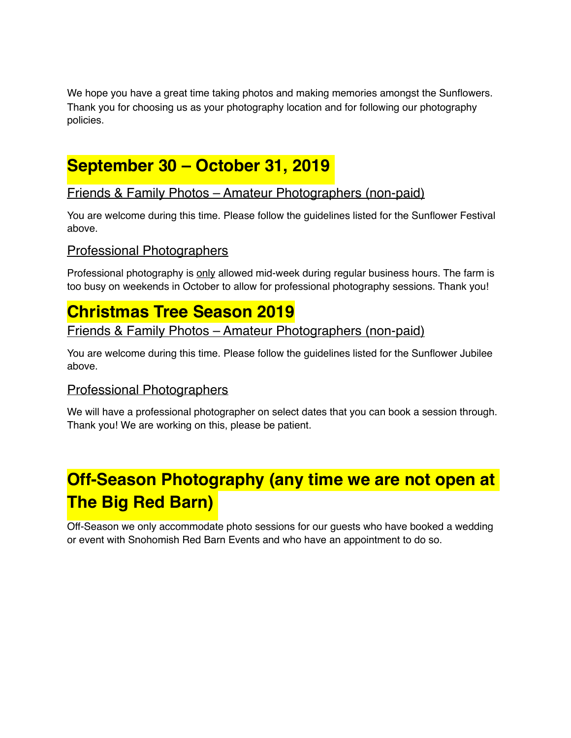We hope you have a great time taking photos and making memories amongst the Sunflowers. Thank you for choosing us as your photography location and for following our photography policies.

## September 30 – October 31, 2019

### Friends & Family Photos – Amateur Photographers (non-paid)

You are welcome during this time. Please follow the guidelines listed for the Sunflower Festival above.

### Professional Photographers

Professional photography is only allowed mid-week during regular business hours. The farm is too busy on weekends in October to allow for professional photography sessions. Thank you!

## Christmas Tree Season 2019

### Friends & Family Photos – Amateur Photographers (non-paid)

You are welcome during this time. Please follow the guidelines listed for the Sunflower Jubilee above.

### Professional Photographers

We will have a professional photographer on select dates that you can book a session through. Thank you! We are working on this, please be patient.

## Off-Season Photography (any time we are not open at The Big Red Barn)

Off-Season we only accommodate photo sessions for our guests who have booked a wedding or event with Snohomish Red Barn Events and who have an appointment to do so.